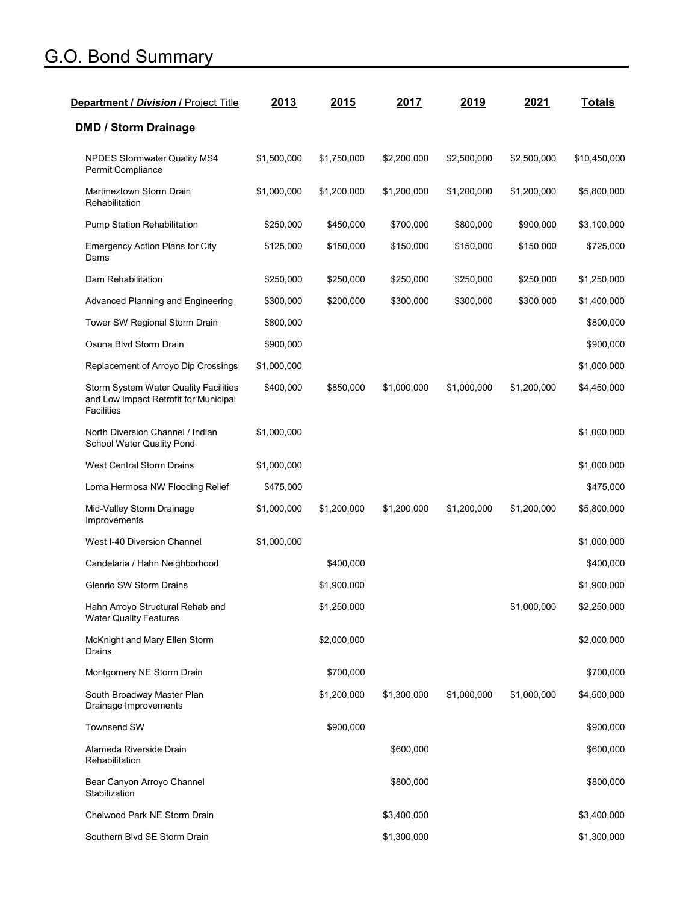# G.O. Bond Summary

| **Department / *Division* / Project Title** | **2013** | **2015** | **2017** | **2019** | **2021** | **Totals** |
|---|---|---|---|---|---|---|
| **DMD / Storm Drainage** | | | | | | |
| NPDES Stormwater Quality MS4 Permit Compliance | $1,500,000 | $1,750,000 | $2,200,000 | $2,500,000 | $2,500,000 | $10,450,000 |
| Martineztown Storm Drain Rehabilitation | $1,000,000 | $1,200,000 | $1,200,000 | $1,200,000 | $1,200,000 | $5,800,000 |
| Pump Station Rehabilitation | $250,000 | $450,000 | $700,000 | $800,000 | $900,000 | $3,100,000 |
| Emergency Action Plans for City Dams | $125,000 | $150,000 | $150,000 | $150,000 | $150,000 | $725,000 |
| Dam Rehabilitation | $250,000 | $250,000 | $250,000 | $250,000 | $250,000 | $1,250,000 |
| Advanced Planning and Engineering | $300,000 | $200,000 | $300,000 | $300,000 | $300,000 | $1,400,000 |
| Tower SW Regional Storm Drain | $800,000 | | | | | $800,000 |
| Osuna Blvd Storm Drain | $900,000 | | | | | $900,000 |
| Replacement of Arroyo Dip Crossings | $1,000,000 | | | | | $1,000,000 |
| Storm System Water Quality Facilities and Low Impact Retrofit for Municipal Facilities | $400,000 | $850,000 | $1,000,000 | $1,000,000 | $1,200,000 | $4,450,000 |
| North Diversion Channel / Indian School Water Quality Pond | $1,000,000 | | | | | $1,000,000 |
| West Central Storm Drains | $1,000,000 | | | | | $1,000,000 |
| Loma Hermosa NW Flooding Relief | $475,000 | | | | | $475,000 |
| Mid-Valley Storm Drainage Improvements | $1,000,000 | $1,200,000 | $1,200,000 | $1,200,000 | $1,200,000 | $5,800,000 |
| West I-40 Diversion Channel | $1,000,000 | | | | | $1,000,000 |
| Candelaria / Hahn Neighborhood | | $400,000 | | | | $400,000 |
| Glenrio SW Storm Drains | | $1,900,000 | | | | $1,900,000 |
| Hahn Arroyo Structural Rehab and Water Quality Features | | $1,250,000 | | | $1,000,000 | $2,250,000 |
| McKnight and Mary Ellen Storm Drains | | $2,000,000 | | | | $2,000,000 |
| Montgomery NE Storm Drain | | $700,000 | | | | $700,000 |
| South Broadway Master Plan Drainage Improvements | | $1,200,000 | $1,300,000 | $1,000,000 | $1,000,000 | $4,500,000 |
| Townsend SW | | $900,000 | | | | $900,000 |
| Alameda Riverside Drain Rehabilitation | | | $600,000 | | | $600,000 |
| Bear Canyon Arroyo Channel Stabilization | | | $800,000 | | | $800,000 |
| Chelwood Park NE Storm Drain | | | $3,400,000 | | | $3,400,000 |
| Southern Blvd SE Storm Drain | | | $1,300,000 | | | $1,300,000 |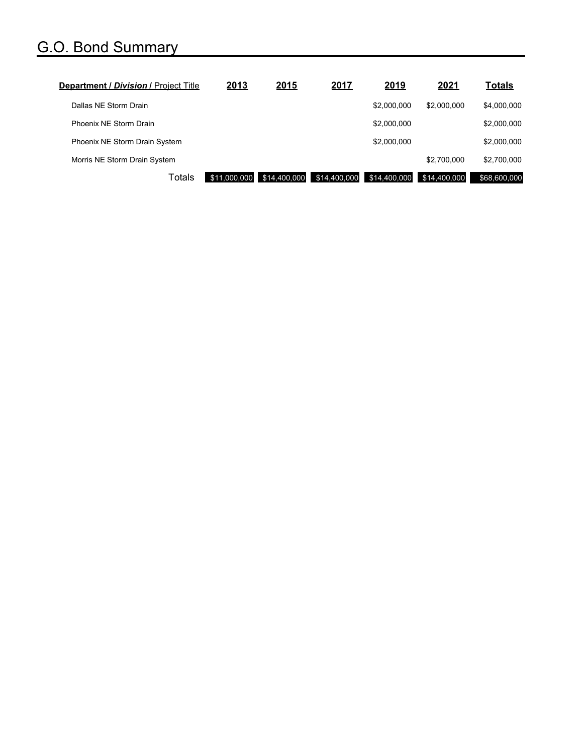# G.O. Bond Summary

| Department / ***Division*** / Project Title | 2013 | 2015 | 2017 | 2019 | 2021 | Totals |
|---|---|---|---|---|---|---|
| Dallas NE Storm Drain | | | | $2,000,000 | $2,000,000 | $4,000,000 |
| Phoenix NE Storm Drain | | | | $2,000,000 | | $2,000,000 |
| Phoenix NE Storm Drain System | | | | $2,000,000 | | $2,000,000 |
| Morris NE Storm Drain System | | | | | $2,700,000 | $2,700,000 |
| Totals | $11,000,000 | $14,400,000 | $14,400,000 | $14,400,000 | $14,400,000 | $68,600,000 |